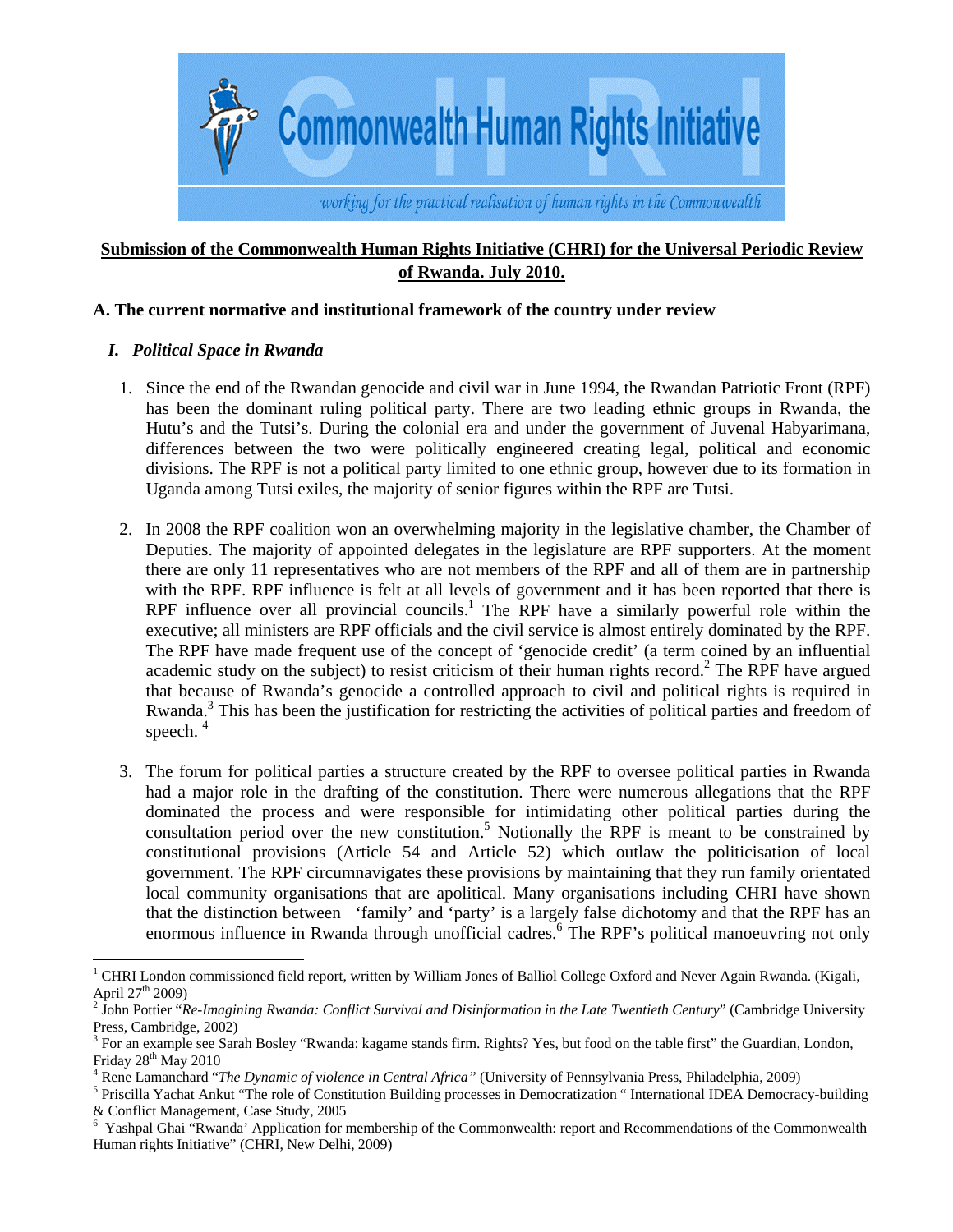Commonwealth Human Rights Initiative

*working for the practical realisation of human rights in the Commonwealth*

**Submission of the Commonwealth Human Rights Initiative (CHRI) for the Universal Periodic Review of Rwanda. July 2010.**

## A. The current normative and institutional framework of the country under review

### *I. Political Space in Rwanda*

1. Since the end of the Rwandan genocide and civil war in June 1994, the Rwandan Patriotic Front (RPF) has been the dominant ruling political party. There are two leading ethnic groups in Rwanda, the Hutu's and the Tutsi's. During the colonial era and under the government of Juvenal Habyarimana, differences between the two were politically engineered creating legal, political and economic divisions. The RPF is not a political party limited to one ethnic group, however due to its formation in Uganda among Tutsi exiles, the majority of senior figures within the RPF are Tutsi.

2. In 2008 the RPF coalition won an overwhelming majority in the legislative chamber, the Chamber of Deputies. The majority of appointed delegates in the legislature are RPF supporters. At the moment there are only 11 representatives who are not members of the RPF and all of them are in partnership with the RPF. RPF influence is felt at all levels of government and it has been reported that there is RPF influence over all provincial councils.[1] The RPF have a similarly powerful role within the executive; all ministers are RPF officials and the civil service is almost entirely dominated by the RPF. The RPF have made frequent use of the concept of 'genocide credit' (a term coined by an influential academic study on the subject) to resist criticism of their human rights record.[2] The RPF have argued that because of Rwanda's genocide a controlled approach to civil and political rights is required in Rwanda.[3] This has been the justification for restricting the activities of political parties and freedom of speech. [4]

3. The forum for political parties a structure created by the RPF to oversee political parties in Rwanda had a major role in the drafting of the constitution. There were numerous allegations that the RPF dominated the process and were responsible for intimidating other political parties during the consultation period over the new constitution.[5] Notionally the RPF is meant to be constrained by constitutional provisions (Article 54 and Article 52) which outlaw the politicisation of local government. The RPF circumnavigates these provisions by maintaining that they run family orientated local community organisations that are apolitical. Many organisations including CHRI have shown that the distinction between 'family' and 'party' is a largely false dichotomy and that the RPF has an enormous influence in Rwanda through unofficial cadres.[6] The RPF's political manoeuvring not only

---

[1] CHRI London commissioned field report, written by William Jones of Balliol College Oxford and Never Again Rwanda. (Kigali, April 27th 2009)

[2] John Pottier "*Re-Imagining Rwanda: Conflict Survival and Disinformation in the Late Twentieth Century*" (Cambridge University Press, Cambridge, 2002)

[3] For an example see Sarah Bosley "Rwanda: kagame stands firm. Rights? Yes, but food on the table first" the Guardian, London, Friday 28th May 2010

[4] Rene Lamanchard "*The Dynamic of violence in Central Africa"* (University of Pennsylvania Press, Philadelphia, 2009)

[5] Priscilla Yachat Ankut "The role of Constitution Building processes in Democratization " International IDEA Democracy-building & Conflict Management, Case Study, 2005

[6] Yashpal Ghai "Rwanda' Application for membership of the Commonwealth: report and Recommendations of the Commonwealth Human rights Initiative" (CHRI, New Delhi, 2009)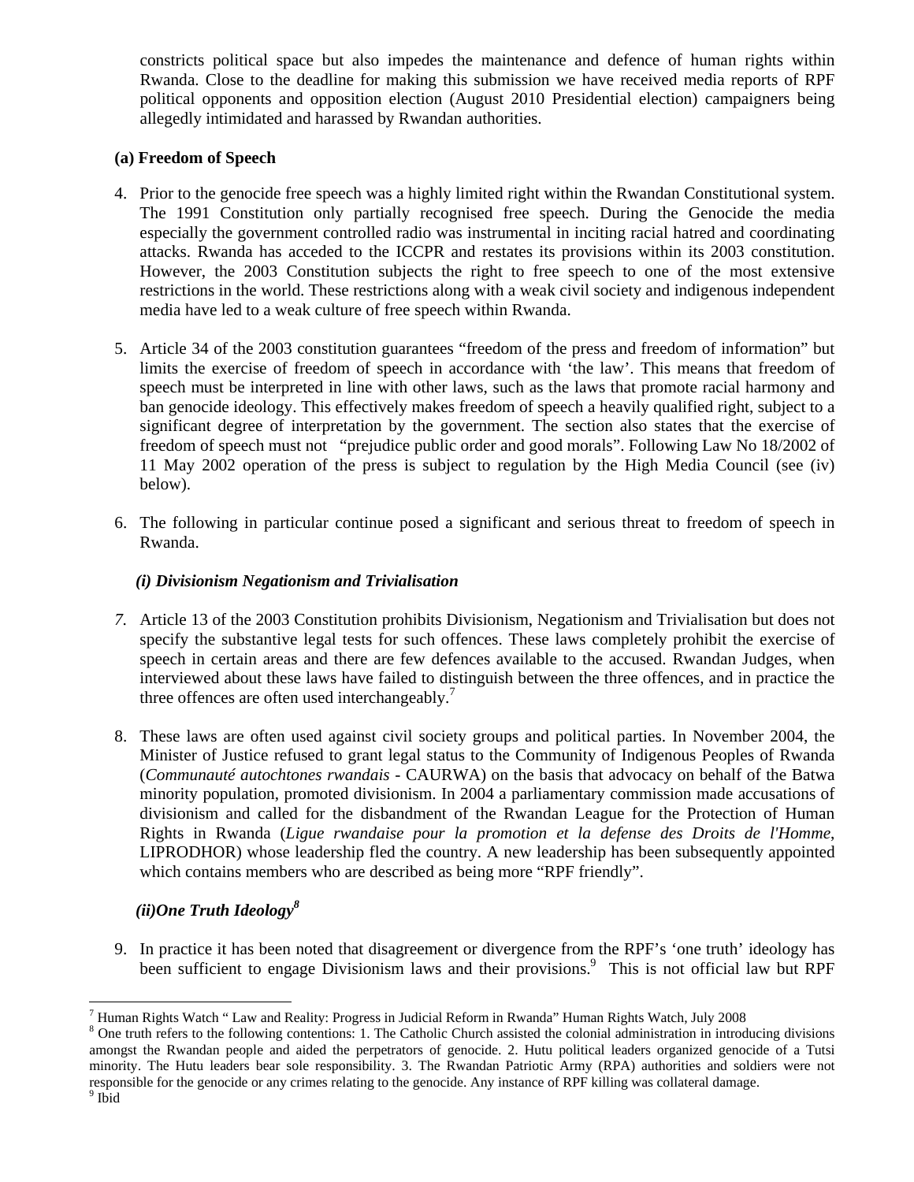constricts political space but also impedes the maintenance and defence of human rights within Rwanda. Close to the deadline for making this submission we have received media reports of RPF political opponents and opposition election (August 2010 Presidential election) campaigners being allegedly intimidated and harassed by Rwandan authorities.

**(a) Freedom of Speech**

4. Prior to the genocide free speech was a highly limited right within the Rwandan Constitutional system. The 1991 Constitution only partially recognised free speech. During the Genocide the media especially the government controlled radio was instrumental in inciting racial hatred and coordinating attacks. Rwanda has acceded to the ICCPR and restates its provisions within its 2003 constitution. However, the 2003 Constitution subjects the right to free speech to one of the most extensive restrictions in the world. These restrictions along with a weak civil society and indigenous independent media have led to a weak culture of free speech within Rwanda.

5. Article 34 of the 2003 constitution guarantees "freedom of the press and freedom of information" but limits the exercise of freedom of speech in accordance with 'the law'. This means that freedom of speech must be interpreted in line with other laws, such as the laws that promote racial harmony and ban genocide ideology. This effectively makes freedom of speech a heavily qualified right, subject to a significant degree of interpretation by the government. The section also states that the exercise of freedom of speech must not "prejudice public order and good morals". Following Law No 18/2002 of 11 May 2002 operation of the press is subject to regulation by the High Media Council (see (iv) below).

6. The following in particular continue posed a significant and serious threat to freedom of speech in Rwanda.

***(i) Divisionism Negationism and Trivialisation***

7. Article 13 of the 2003 Constitution prohibits Divisionism, Negationism and Trivialisation but does not specify the substantive legal tests for such offences. These laws completely prohibit the exercise of speech in certain areas and there are few defences available to the accused. Rwandan Judges, when interviewed about these laws have failed to distinguish between the three offences, and in practice the three offences are often used interchangeably.[7]

8. These laws are often used against civil society groups and political parties. In November 2004, the Minister of Justice refused to grant legal status to the Community of Indigenous Peoples of Rwanda (*Communauté autochtones rwandais* - CAURWA) on the basis that advocacy on behalf of the Batwa minority population, promoted divisionism. In 2004 a parliamentary commission made accusations of divisionism and called for the disbandment of the Rwandan League for the Protection of Human Rights in Rwanda (*Ligue rwandaise pour la promotion et la defense des Droits de l'Homme*, LIPRODHOR) whose leadership fled the country. A new leadership has been subsequently appointed which contains members who are described as being more "RPF friendly".

***(ii)One Truth Ideology[8]***

9. In practice it has been noted that disagreement or divergence from the RPF's 'one truth' ideology has been sufficient to engage Divisionism laws and their provisions.[9] This is not official law but RPF

---

[7] Human Rights Watch " Law and Reality: Progress in Judicial Reform in Rwanda" Human Rights Watch, July 2008

[8] One truth refers to the following contentions: 1. The Catholic Church assisted the colonial administration in introducing divisions amongst the Rwandan people and aided the perpetrators of genocide. 2. Hutu political leaders organized genocide of a Tutsi minority. The Hutu leaders bear sole responsibility. 3. The Rwandan Patriotic Army (RPA) authorities and soldiers were not responsible for the genocide or any crimes relating to the genocide. Any instance of RPF killing was collateral damage.

[9] Ibid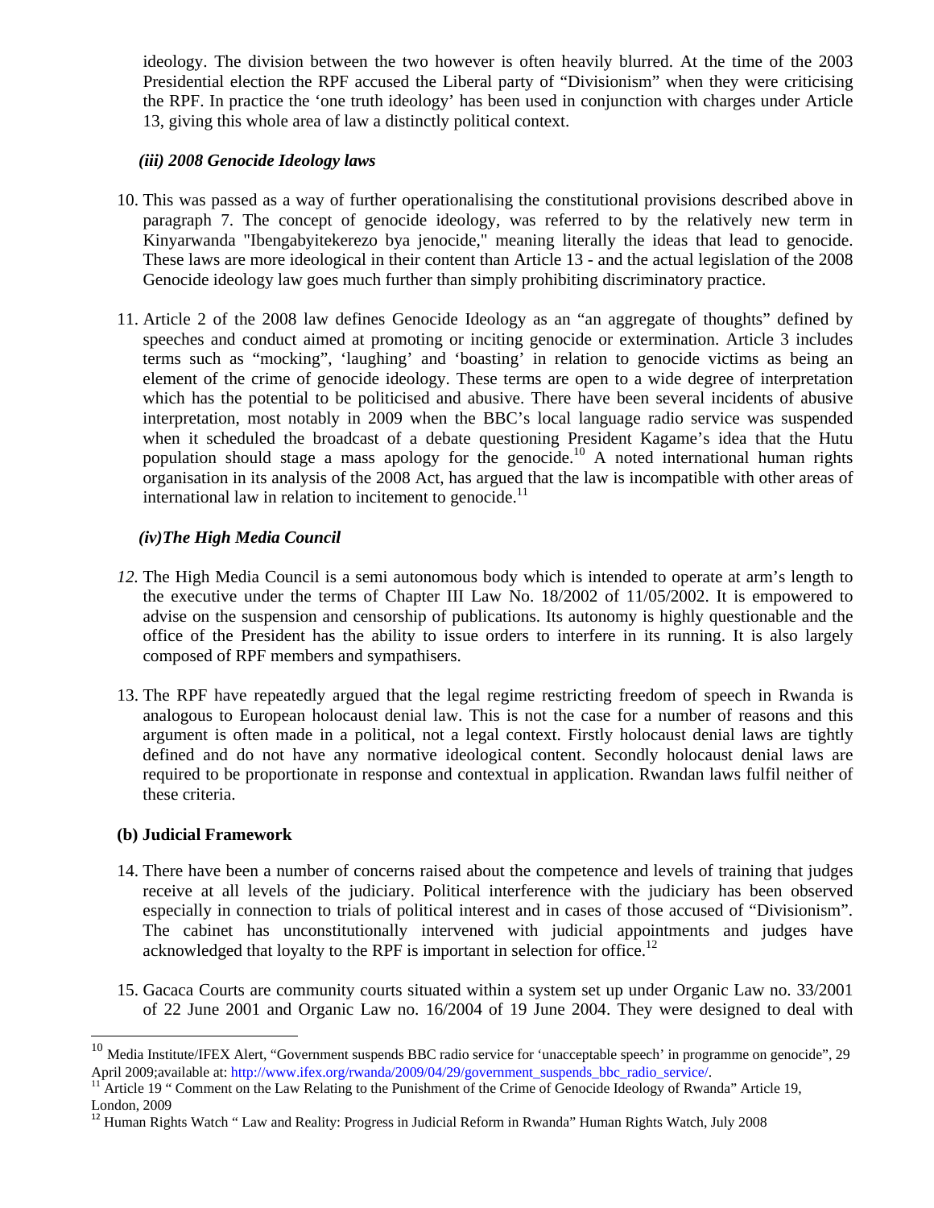ideology. The division between the two however is often heavily blurred. At the time of the 2003 Presidential election the RPF accused the Liberal party of "Divisionism" when they were criticising the RPF. In practice the 'one truth ideology' has been used in conjunction with charges under Article 13, giving this whole area of law a distinctly political context.

***(iii) 2008 Genocide Ideology laws***

10. This was passed as a way of further operationalising the constitutional provisions described above in paragraph 7. The concept of genocide ideology, was referred to by the relatively new term in Kinyarwanda "Ibengabyitekerezo bya jenocide," meaning literally the ideas that lead to genocide. These laws are more ideological in their content than Article 13 - and the actual legislation of the 2008 Genocide ideology law goes much further than simply prohibiting discriminatory practice.

11. Article 2 of the 2008 law defines Genocide Ideology as an "an aggregate of thoughts" defined by speeches and conduct aimed at promoting or inciting genocide or extermination. Article 3 includes terms such as "mocking", 'laughing' and 'boasting' in relation to genocide victims as being an element of the crime of genocide ideology. These terms are open to a wide degree of interpretation which has the potential to be politicised and abusive. There have been several incidents of abusive interpretation, most notably in 2009 when the BBC's local language radio service was suspended when it scheduled the broadcast of a debate questioning President Kagame's idea that the Hutu population should stage a mass apology for the genocide.[10] A noted international human rights organisation in its analysis of the 2008 Act, has argued that the law is incompatible with other areas of international law in relation to incitement to genocide.[11]

***(iv)The High Media Council***

12. The High Media Council is a semi autonomous body which is intended to operate at arm's length to the executive under the terms of Chapter III Law No. 18/2002 of 11/05/2002. It is empowered to advise on the suspension and censorship of publications. Its autonomy is highly questionable and the office of the President has the ability to issue orders to interfere in its running. It is also largely composed of RPF members and sympathisers.

13. The RPF have repeatedly argued that the legal regime restricting freedom of speech in Rwanda is analogous to European holocaust denial law. This is not the case for a number of reasons and this argument is often made in a political, not a legal context. Firstly holocaust denial laws are tightly defined and do not have any normative ideological content. Secondly holocaust denial laws are required to be proportionate in response and contextual in application. Rwandan laws fulfil neither of these criteria.

**(b) Judicial Framework**

14. There have been a number of concerns raised about the competence and levels of training that judges receive at all levels of the judiciary. Political interference with the judiciary has been observed especially in connection to trials of political interest and in cases of those accused of "Divisionism". The cabinet has unconstitutionally intervened with judicial appointments and judges have acknowledged that loyalty to the RPF is important in selection for office.[12]

15. Gacaca Courts are community courts situated within a system set up under Organic Law no. 33/2001 of 22 June 2001 and Organic Law no. 16/2004 of 19 June 2004. They were designed to deal with

---

[10] Media Institute/IFEX Alert, "Government suspends BBC radio service for 'unacceptable speech' in programme on genocide", 29 April 2009;available at: http://www.ifex.org/rwanda/2009/04/29/government_suspends_bbc_radio_service/.

[11] Article 19 " Comment on the Law Relating to the Punishment of the Crime of Genocide Ideology of Rwanda" Article 19, London, 2009

[12] Human Rights Watch " Law and Reality: Progress in Judicial Reform in Rwanda" Human Rights Watch, July 2008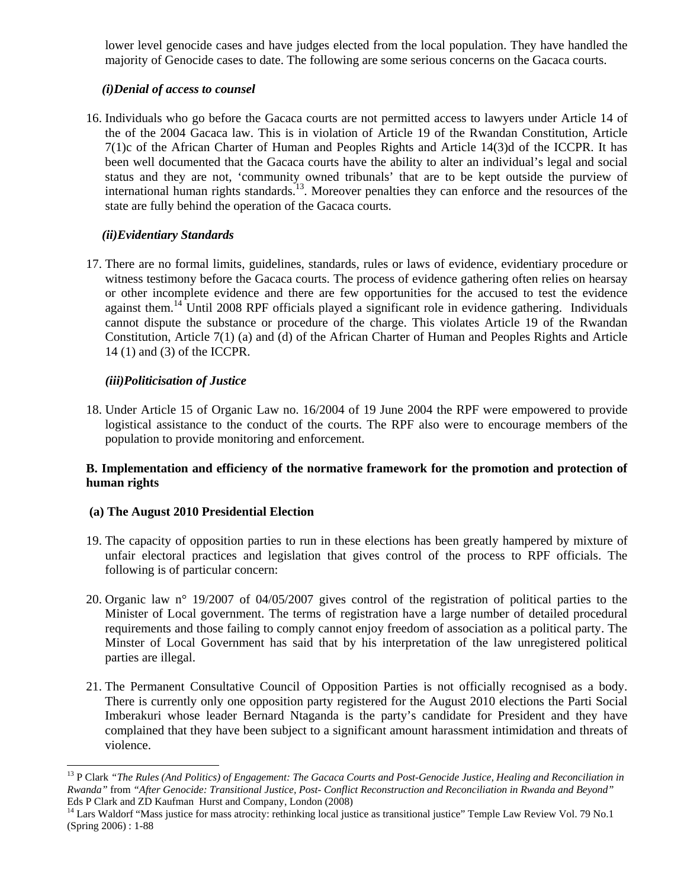lower level genocide cases and have judges elected from the local population. They have handled the majority of Genocide cases to date. The following are some serious concerns on the Gacaca courts.

*(i)Denial of access to counsel*

16. Individuals who go before the Gacaca courts are not permitted access to lawyers under Article 14 of the of the 2004 Gacaca law. This is in violation of Article 19 of the Rwandan Constitution, Article 7(1)c of the African Charter of Human and Peoples Rights and Article 14(3)d of the ICCPR. It has been well documented that the Gacaca courts have the ability to alter an individual's legal and social status and they are not, 'community owned tribunals' that are to be kept outside the purview of international human rights standards.[13]. Moreover penalties they can enforce and the resources of the state are fully behind the operation of the Gacaca courts.

*(ii)Evidentiary Standards*

17. There are no formal limits, guidelines, standards, rules or laws of evidence, evidentiary procedure or witness testimony before the Gacaca courts. The process of evidence gathering often relies on hearsay or other incomplete evidence and there are few opportunities for the accused to test the evidence against them.[14] Until 2008 RPF officials played a significant role in evidence gathering. Individuals cannot dispute the substance or procedure of the charge. This violates Article 19 of the Rwandan Constitution, Article 7(1) (a) and (d) of the African Charter of Human and Peoples Rights and Article 14 (1) and (3) of the ICCPR.

*(iii)Politicisation of Justice*

18. Under Article 15 of Organic Law no. 16/2004 of 19 June 2004 the RPF were empowered to provide logistical assistance to the conduct of the courts. The RPF also were to encourage members of the population to provide monitoring and enforcement.

**B. Implementation and efficiency of the normative framework for the promotion and protection of human rights**

**(a) The August 2010 Presidential Election**

19. The capacity of opposition parties to run in these elections has been greatly hampered by mixture of unfair electoral practices and legislation that gives control of the process to RPF officials. The following is of particular concern:

20. Organic law n° 19/2007 of 04/05/2007 gives control of the registration of political parties to the Minister of Local government. The terms of registration have a large number of detailed procedural requirements and those failing to comply cannot enjoy freedom of association as a political party. The Minster of Local Government has said that by his interpretation of the law unregistered political parties are illegal.

21. The Permanent Consultative Council of Opposition Parties is not officially recognised as a body. There is currently only one opposition party registered for the August 2010 elections the Parti Social Imberakuri whose leader Bernard Ntaganda is the party's candidate for President and they have complained that they have been subject to a significant amount harassment intimidation and threats of violence.

---

[13] P Clark *"The Rules (And Politics) of Engagement: The Gacaca Courts and Post-Genocide Justice, Healing and Reconciliation in Rwanda"* from *"After Genocide: Transitional Justice, Post- Conflict Reconstruction and Reconciliation in Rwanda and Beyond"* Eds P Clark and ZD Kaufman Hurst and Company, London (2008)

[14] Lars Waldorf "Mass justice for mass atrocity: rethinking local justice as transitional justice" Temple Law Review Vol. 79 No.1 (Spring 2006) : 1-88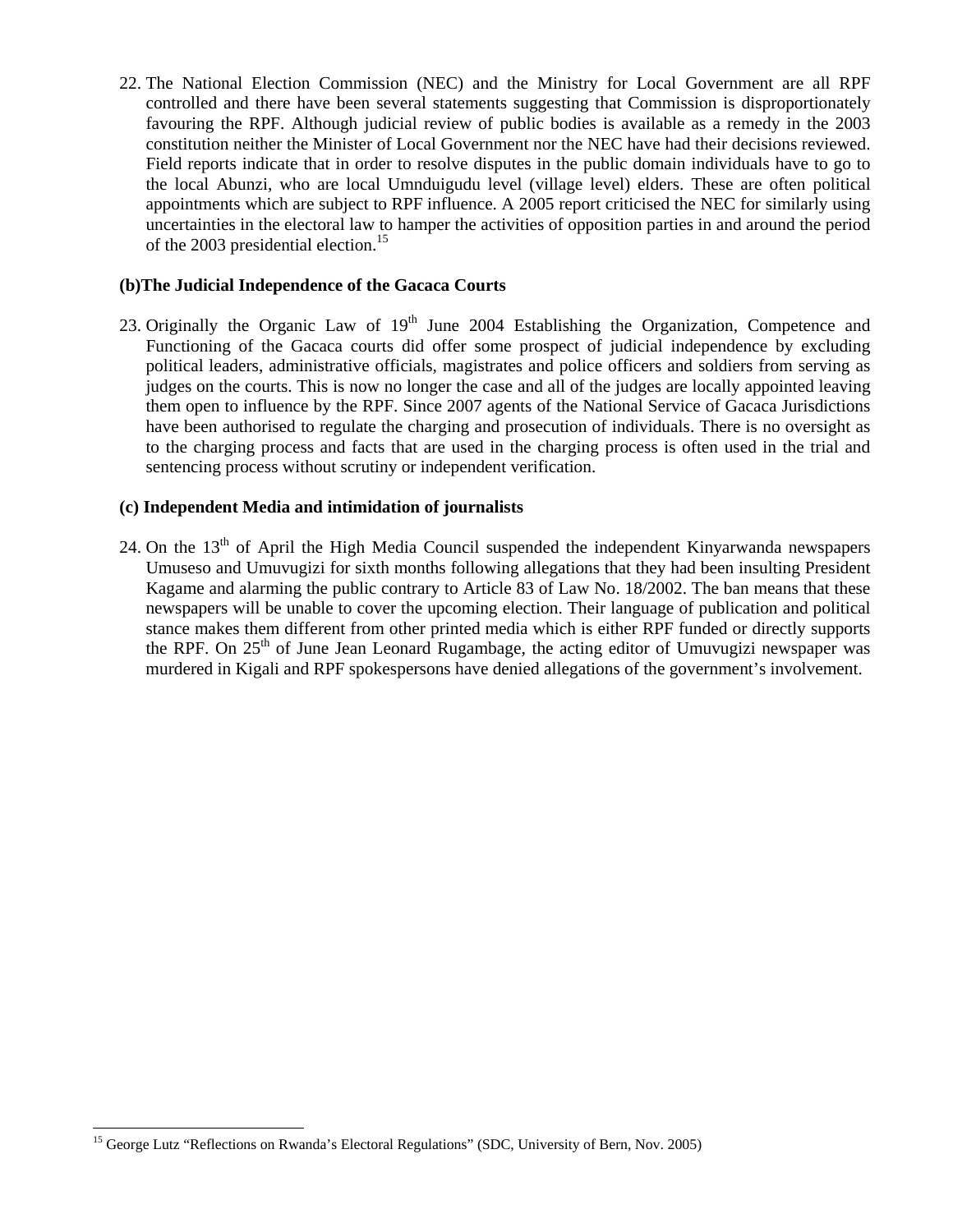22. The National Election Commission (NEC) and the Ministry for Local Government are all RPF controlled and there have been several statements suggesting that Commission is disproportionately favouring the RPF. Although judicial review of public bodies is available as a remedy in the 2003 constitution neither the Minister of Local Government nor the NEC have had their decisions reviewed. Field reports indicate that in order to resolve disputes in the public domain individuals have to go to the local Abunzi, who are local Umnduigudu level (village level) elders. These are often political appointments which are subject to RPF influence. A 2005 report criticised the NEC for similarly using uncertainties in the electoral law to hamper the activities of opposition parties in and around the period of the 2003 presidential election.[15]

**(b)The Judicial Independence of the Gacaca Courts**

23. Originally the Organic Law of 19th June 2004 Establishing the Organization, Competence and Functioning of the Gacaca courts did offer some prospect of judicial independence by excluding political leaders, administrative officials, magistrates and police officers and soldiers from serving as judges on the courts. This is now no longer the case and all of the judges are locally appointed leaving them open to influence by the RPF. Since 2007 agents of the National Service of Gacaca Jurisdictions have been authorised to regulate the charging and prosecution of individuals. There is no oversight as to the charging process and facts that are used in the charging process is often used in the trial and sentencing process without scrutiny or independent verification.

**(c) Independent Media and intimidation of journalists**

24. On the 13th of April the High Media Council suspended the independent Kinyarwanda newspapers Umuseso and Umuvugizi for sixth months following allegations that they had been insulting President Kagame and alarming the public contrary to Article 83 of Law No. 18/2002. The ban means that these newspapers will be unable to cover the upcoming election. Their language of publication and political stance makes them different from other printed media which is either RPF funded or directly supports the RPF. On 25th of June Jean Leonard Rugambage, the acting editor of Umuvugizi newspaper was murdered in Kigali and RPF spokespersons have denied allegations of the government's involvement.

---

[15] George Lutz "Reflections on Rwanda's Electoral Regulations" (SDC, University of Bern, Nov. 2005)